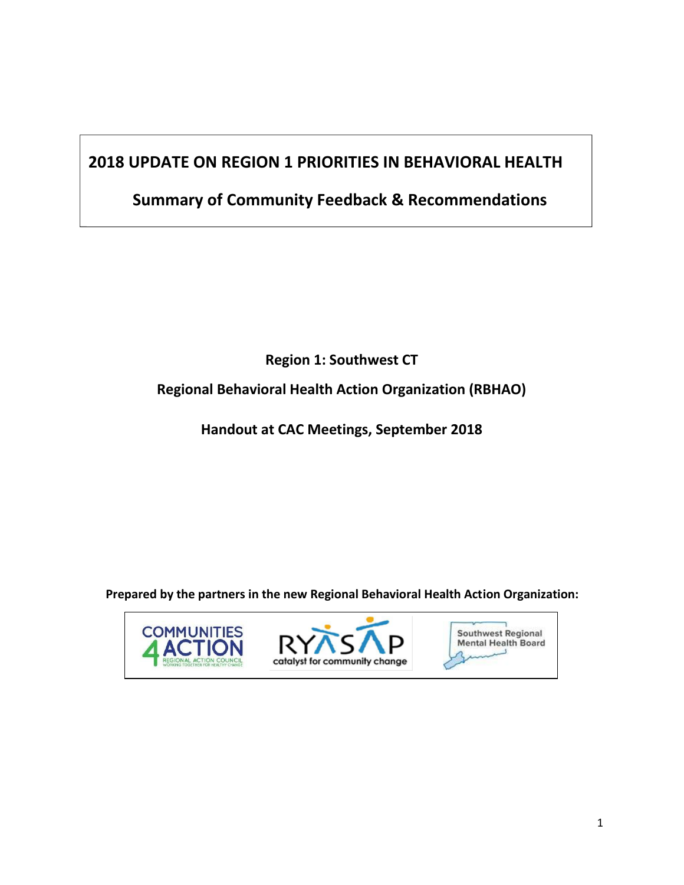# 2018 UPDATE ON REGION 1 PRIORITIES IN BEHAVIORAL HEALTH

## Summary of Community Feedback & Recommendations

**Region 1: Southwest CT**

**Regional Behavioral Health Action Organization (RBHAO)**

**Handout at CAC Meetings, September 2018**

**Prepared by the partners in the new Regional Behavioral Health Action Organization:**

COMMUNITIES 4 ACTION
REGIONAL ACTION COUNCIL
WORKING TOGETHER FOR HEALTHY CHANGE

RYASAP
catalyst for community change

Southwest Regional Mental Health Board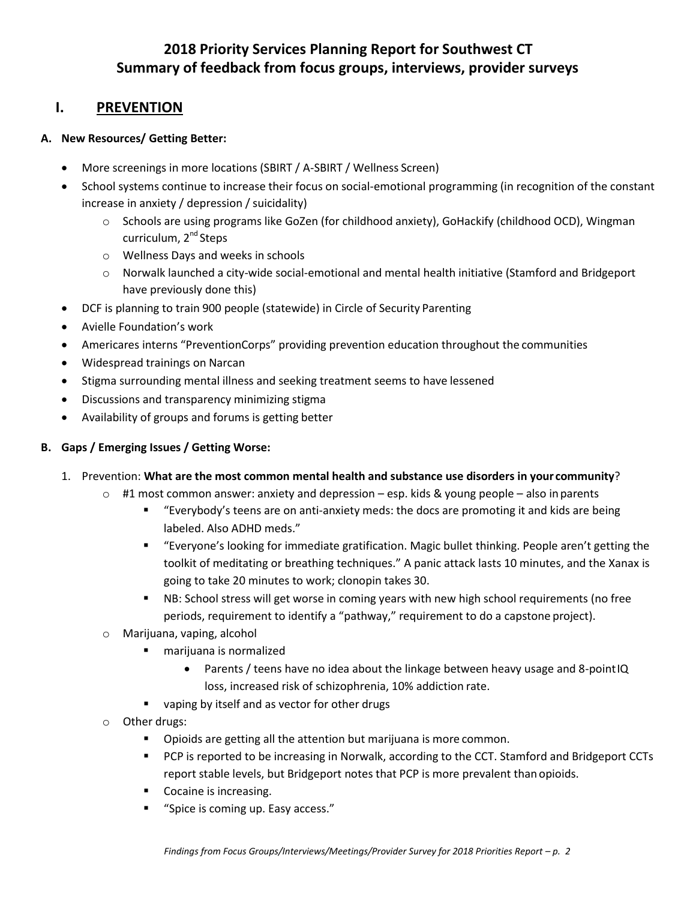# 2018 Priority Services Planning Report for Southwest CT
# Summary of feedback from focus groups, interviews, provider surveys

## I. PREVENTION

### A. New Resources/ Getting Better:

- More screenings in more locations (SBIRT / A-SBIRT / Wellness Screen)
- School systems continue to increase their focus on social-emotional programming (in recognition of the constant increase in anxiety / depression / suicidality)
  - Schools are using programs like GoZen (for childhood anxiety), GoHackify (childhood OCD), Wingman curriculum, 2nd Steps
  - Wellness Days and weeks in schools
  - Norwalk launched a city-wide social-emotional and mental health initiative (Stamford and Bridgeport have previously done this)
- DCF is planning to train 900 people (statewide) in Circle of Security Parenting
- Avielle Foundation's work
- Americares interns "PreventionCorps" providing prevention education throughout the communities
- Widespread trainings on Narcan
- Stigma surrounding mental illness and seeking treatment seems to have lessened
- Discussions and transparency minimizing stigma
- Availability of groups and forums is getting better

### B. Gaps / Emerging Issues / Getting Worse:

1. Prevention: **What are the most common mental health and substance use disorders in your community**?
   - #1 most common answer: anxiety and depression – esp. kids & young people – also in parents
     - "Everybody's teens are on anti-anxiety meds: the docs are promoting it and kids are being labeled. Also ADHD meds."
     - "Everyone's looking for immediate gratification. Magic bullet thinking. People aren't getting the toolkit of meditating or breathing techniques." A panic attack lasts 10 minutes, and the Xanax is going to take 20 minutes to work; clonopin takes 30.
     - NB: School stress will get worse in coming years with new high school requirements (no free periods, requirement to identify a "pathway," requirement to do a capstone project).
   - Marijuana, vaping, alcohol
     - marijuana is normalized
       - Parents / teens have no idea about the linkage between heavy usage and 8-point IQ loss, increased risk of schizophrenia, 10% addiction rate.
     - vaping by itself and as vector for other drugs
   - Other drugs:
     - Opioids are getting all the attention but marijuana is more common.
     - PCP is reported to be increasing in Norwalk, according to the CCT. Stamford and Bridgeport CCTs report stable levels, but Bridgeport notes that PCP is more prevalent than opioids.
     - Cocaine is increasing.
     - "Spice is coming up. Easy access."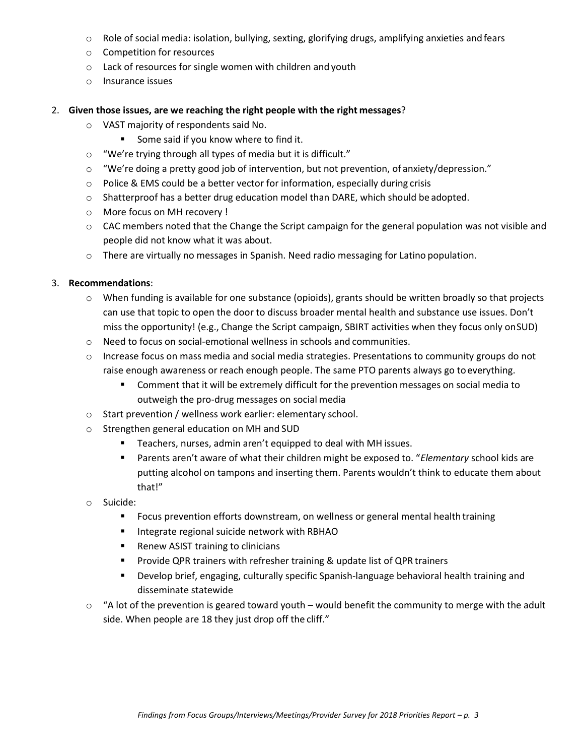- Role of social media: isolation, bullying, sexting, glorifying drugs, amplifying anxieties and fears
- Competition for resources
- Lack of resources for single women with children and youth
- Insurance issues

2. **Given those issues, are we reaching the right people with the right messages**?
    - VAST majority of respondents said No.
        - Some said if you know where to find it.
    - "We're trying through all types of media but it is difficult."
    - "We're doing a pretty good job of intervention, but not prevention, of anxiety/depression."
    - Police & EMS could be a better vector for information, especially during crisis
    - Shatterproof has a better drug education model than DARE, which should be adopted.
    - More focus on MH recovery !
    - CAC members noted that the Change the Script campaign for the general population was not visible and people did not know what it was about.
    - There are virtually no messages in Spanish. Need radio messaging for Latino population.

3. **Recommendations**:
    - When funding is available for one substance (opioids), grants should be written broadly so that projects can use that topic to open the door to discuss broader mental health and substance use issues. Don't miss the opportunity! (e.g., Change the Script campaign, SBIRT activities when they focus only on SUD)
    - Need to focus on social-emotional wellness in schools and communities.
    - Increase focus on mass media and social media strategies. Presentations to community groups do not raise enough awareness or reach enough people. The same PTO parents always go to everything.
        - Comment that it will be extremely difficult for the prevention messages on social media to outweigh the pro-drug messages on social media
    - Start prevention / wellness work earlier: elementary school.
    - Strengthen general education on MH and SUD
        - Teachers, nurses, admin aren't equipped to deal with MH issues.
        - Parents aren't aware of what their children might be exposed to. "*Elementary* school kids are putting alcohol on tampons and inserting them. Parents wouldn't think to educate them about that!"
    - Suicide:
        - Focus prevention efforts downstream, on wellness or general mental health training
        - Integrate regional suicide network with RBHAO
        - Renew ASIST training to clinicians
        - Provide QPR trainers with refresher training & update list of QPR trainers
        - Develop brief, engaging, culturally specific Spanish-language behavioral health training and disseminate statewide
    - "A lot of the prevention is geared toward youth – would benefit the community to merge with the adult side. When people are 18 they just drop off the cliff."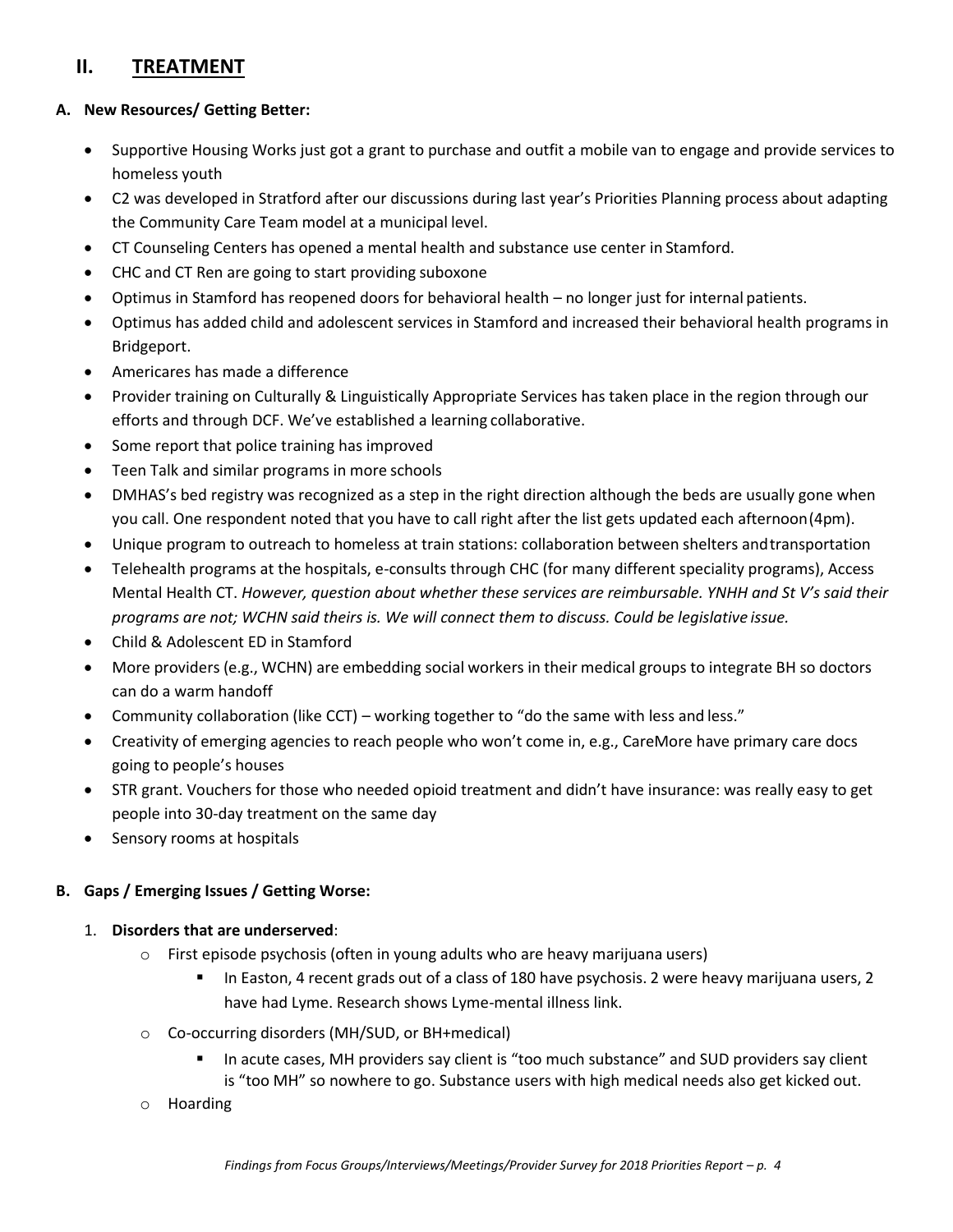## II. TREATMENT

### A. New Resources/ Getting Better:

- Supportive Housing Works just got a grant to purchase and outfit a mobile van to engage and provide services to homeless youth
- C2 was developed in Stratford after our discussions during last year's Priorities Planning process about adapting the Community Care Team model at a municipal level.
- CT Counseling Centers has opened a mental health and substance use center in Stamford.
- CHC and CT Ren are going to start providing suboxone
- Optimus in Stamford has reopened doors for behavioral health – no longer just for internal patients.
- Optimus has added child and adolescent services in Stamford and increased their behavioral health programs in Bridgeport.
- Americares has made a difference
- Provider training on Culturally & Linguistically Appropriate Services has taken place in the region through our efforts and through DCF. We've established a learning collaborative.
- Some report that police training has improved
- Teen Talk and similar programs in more schools
- DMHAS's bed registry was recognized as a step in the right direction although the beds are usually gone when you call. One respondent noted that you have to call right after the list gets updated each afternoon (4pm).
- Unique program to outreach to homeless at train stations: collaboration between shelters and transportation
- Telehealth programs at the hospitals, e-consults through CHC (for many different speciality programs), Access Mental Health CT. *However, question about whether these services are reimbursable. YNHH and St V's said their programs are not; WCHN said theirs is. We will connect them to discuss. Could be legislative issue.*
- Child & Adolescent ED in Stamford
- More providers (e.g., WCHN) are embedding social workers in their medical groups to integrate BH so doctors can do a warm handoff
- Community collaboration (like CCT) – working together to "do the same with less and less."
- Creativity of emerging agencies to reach people who won't come in, e.g., CareMore have primary care docs going to people's houses
- STR grant. Vouchers for those who needed opioid treatment and didn't have insurance: was really easy to get people into 30-day treatment on the same day
- Sensory rooms at hospitals

### B. Gaps / Emerging Issues / Getting Worse:

1. **Disorders that are underserved**:
   - First episode psychosis (often in young adults who are heavy marijuana users)
     - In Easton, 4 recent grads out of a class of 180 have psychosis. 2 were heavy marijuana users, 2 have had Lyme. Research shows Lyme-mental illness link.
   - Co-occurring disorders (MH/SUD, or BH+medical)
     - In acute cases, MH providers say client is "too much substance" and SUD providers say client is "too MH" so nowhere to go. Substance users with high medical needs also get kicked out.
   - Hoarding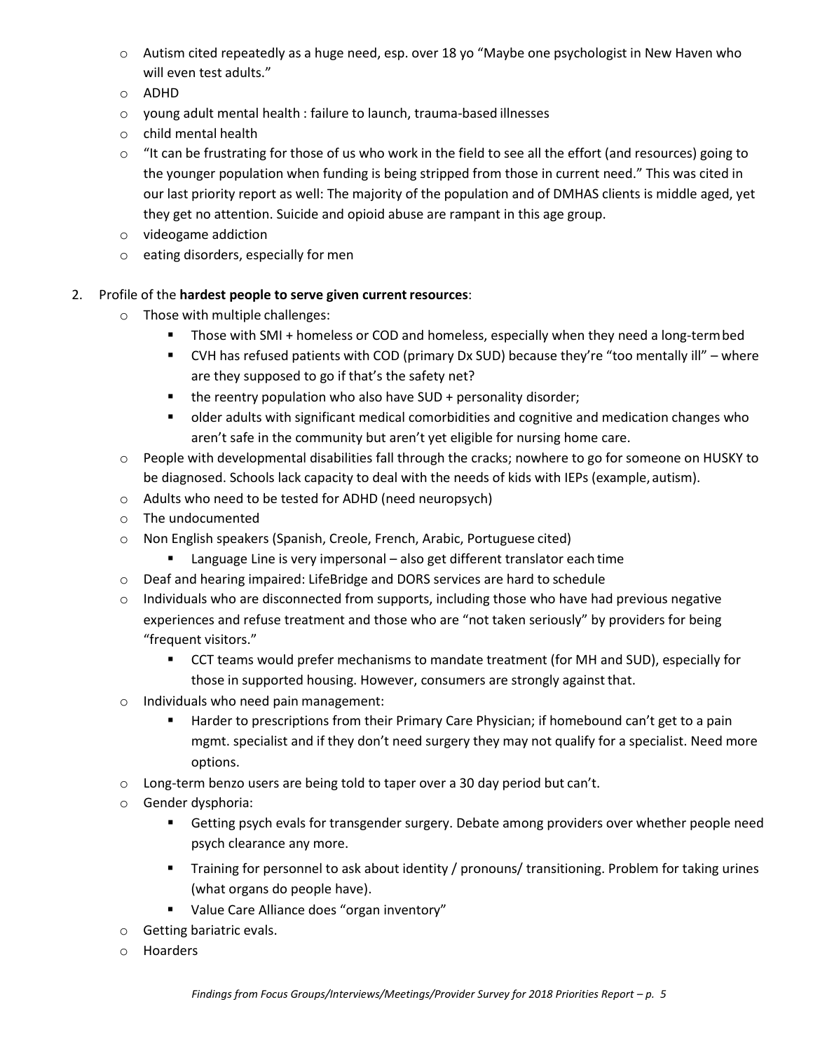- Autism cited repeatedly as a huge need, esp. over 18 yo "Maybe one psychologist in New Haven who will even test adults."
- ADHD
- young adult mental health : failure to launch, trauma-based illnesses
- child mental health
- "It can be frustrating for those of us who work in the field to see all the effort (and resources) going to the younger population when funding is being stripped from those in current need." This was cited in our last priority report as well: The majority of the population and of DMHAS clients is middle aged, yet they get no attention. Suicide and opioid abuse are rampant in this age group.
- videogame addiction
- eating disorders, especially for men

2. Profile of the **hardest people to serve given current resources**:
   - Those with multiple challenges:
     - Those with SMI + homeless or COD and homeless, especially when they need a long-term bed
     - CVH has refused patients with COD (primary Dx SUD) because they're "too mentally ill" – where are they supposed to go if that's the safety net?
     - the reentry population who also have SUD + personality disorder;
     - older adults with significant medical comorbidities and cognitive and medication changes who aren't safe in the community but aren't yet eligible for nursing home care.
   - People with developmental disabilities fall through the cracks; nowhere to go for someone on HUSKY to be diagnosed. Schools lack capacity to deal with the needs of kids with IEPs (example, autism).
   - Adults who need to be tested for ADHD (need neuropsych)
   - The undocumented
   - Non English speakers (Spanish, Creole, French, Arabic, Portuguese cited)
     - Language Line is very impersonal – also get different translator each time
   - Deaf and hearing impaired: LifeBridge and DORS services are hard to schedule
   - Individuals who are disconnected from supports, including those who have had previous negative experiences and refuse treatment and those who are "not taken seriously" by providers for being "frequent visitors."
     - CCT teams would prefer mechanisms to mandate treatment (for MH and SUD), especially for those in supported housing. However, consumers are strongly against that.
   - Individuals who need pain management:
     - Harder to prescriptions from their Primary Care Physician; if homebound can't get to a pain mgmt. specialist and if they don't need surgery they may not qualify for a specialist. Need more options.
   - Long-term benzo users are being told to taper over a 30 day period but can't.
   - Gender dysphoria:
     - Getting psych evals for transgender surgery. Debate among providers over whether people need psych clearance any more.
     - Training for personnel to ask about identity / pronouns/ transitioning. Problem for taking urines (what organs do people have).
     - Value Care Alliance does "organ inventory"
   - Getting bariatric evals.
   - Hoarders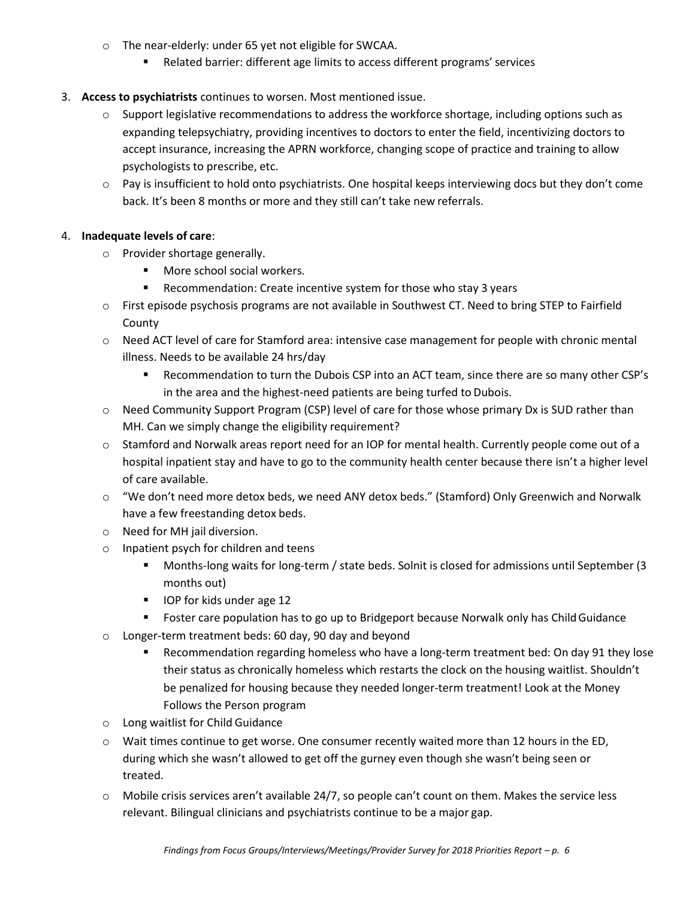- The near-elderly: under 65 yet not eligible for SWCAA.
  - Related barrier: different age limits to access different programs' services

3. **Access to psychiatrists** continues to worsen. Most mentioned issue.
   - Support legislative recommendations to address the workforce shortage, including options such as expanding telepsychiatry, providing incentives to doctors to enter the field, incentivizing doctors to accept insurance, increasing the APRN workforce, changing scope of practice and training to allow psychologists to prescribe, etc.
   - Pay is insufficient to hold onto psychiatrists. One hospital keeps interviewing docs but they don't come back. It's been 8 months or more and they still can't take new referrals.

4. **Inadequate levels of care**:
   - Provider shortage generally.
     - More school social workers.
     - Recommendation: Create incentive system for those who stay 3 years
   - First episode psychosis programs are not available in Southwest CT. Need to bring STEP to Fairfield County
   - Need ACT level of care for Stamford area: intensive case management for people with chronic mental illness. Needs to be available 24 hrs/day
     - Recommendation to turn the Dubois CSP into an ACT team, since there are so many other CSP's in the area and the highest-need patients are being turfed to Dubois.
   - Need Community Support Program (CSP) level of care for those whose primary Dx is SUD rather than MH. Can we simply change the eligibility requirement?
   - Stamford and Norwalk areas report need for an IOP for mental health. Currently people come out of a hospital inpatient stay and have to go to the community health center because there isn't a higher level of care available.
   - "We don't need more detox beds, we need ANY detox beds." (Stamford) Only Greenwich and Norwalk have a few freestanding detox beds.
   - Need for MH jail diversion.
   - Inpatient psych for children and teens
     - Months-long waits for long-term / state beds. Solnit is closed for admissions until September (3 months out)
     - IOP for kids under age 12
     - Foster care population has to go up to Bridgeport because Norwalk only has Child Guidance
   - Longer-term treatment beds: 60 day, 90 day and beyond
     - Recommendation regarding homeless who have a long-term treatment bed: On day 91 they lose their status as chronically homeless which restarts the clock on the housing waitlist. Shouldn't be penalized for housing because they needed longer-term treatment! Look at the Money Follows the Person program
   - Long waitlist for Child Guidance
   - Wait times continue to get worse. One consumer recently waited more than 12 hours in the ED, during which she wasn't allowed to get off the gurney even though she wasn't being seen or treated.
   - Mobile crisis services aren't available 24/7, so people can't count on them. Makes the service less relevant. Bilingual clinicians and psychiatrists continue to be a major gap.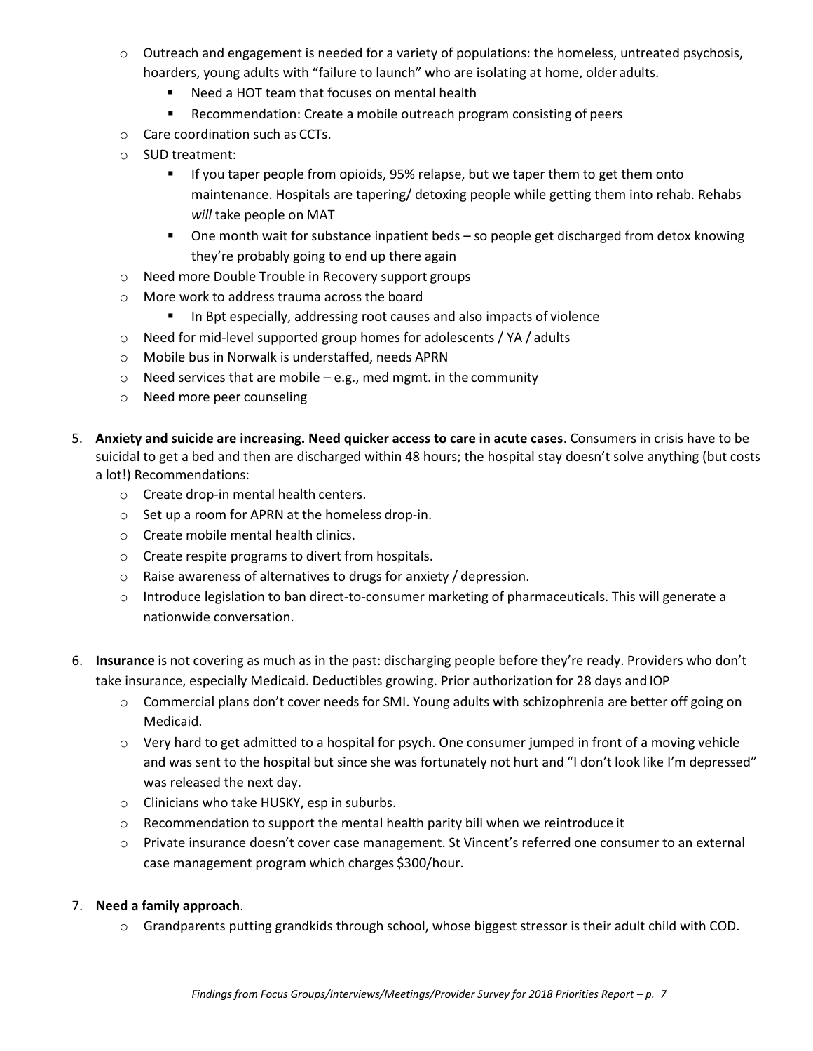- Outreach and engagement is needed for a variety of populations: the homeless, untreated psychosis, hoarders, young adults with "failure to launch" who are isolating at home, older adults.
    - Need a HOT team that focuses on mental health
    - Recommendation: Create a mobile outreach program consisting of peers
- Care coordination such as CCTs.
- SUD treatment:
    - If you taper people from opioids, 95% relapse, but we taper them to get them onto maintenance. Hospitals are tapering/ detoxing people while getting them into rehab. Rehabs *will* take people on MAT
    - One month wait for substance inpatient beds – so people get discharged from detox knowing they're probably going to end up there again
- Need more Double Trouble in Recovery support groups
- More work to address trauma across the board
    - In Bpt especially, addressing root causes and also impacts of violence
- Need for mid-level supported group homes for adolescents / YA / adults
- Mobile bus in Norwalk is understaffed, needs APRN
- Need services that are mobile – e.g., med mgmt. in the community
- Need more peer counseling

5. **Anxiety and suicide are increasing. Need quicker access to care in acute cases**. Consumers in crisis have to be suicidal to get a bed and then are discharged within 48 hours; the hospital stay doesn't solve anything (but costs a lot!) Recommendations:
    - Create drop-in mental health centers.
    - Set up a room for APRN at the homeless drop-in.
    - Create mobile mental health clinics.
    - Create respite programs to divert from hospitals.
    - Raise awareness of alternatives to drugs for anxiety / depression.
    - Introduce legislation to ban direct-to-consumer marketing of pharmaceuticals. This will generate a nationwide conversation.

6. **Insurance** is not covering as much as in the past: discharging people before they're ready. Providers who don't take insurance, especially Medicaid. Deductibles growing. Prior authorization for 28 days and IOP
    - Commercial plans don't cover needs for SMI. Young adults with schizophrenia are better off going on Medicaid.
    - Very hard to get admitted to a hospital for psych. One consumer jumped in front of a moving vehicle and was sent to the hospital but since she was fortunately not hurt and "I don't look like I'm depressed" was released the next day.
    - Clinicians who take HUSKY, esp in suburbs.
    - Recommendation to support the mental health parity bill when we reintroduce it
    - Private insurance doesn't cover case management. St Vincent's referred one consumer to an external case management program which charges $300/hour.

7. **Need a family approach**.
    - Grandparents putting grandkids through school, whose biggest stressor is their adult child with COD.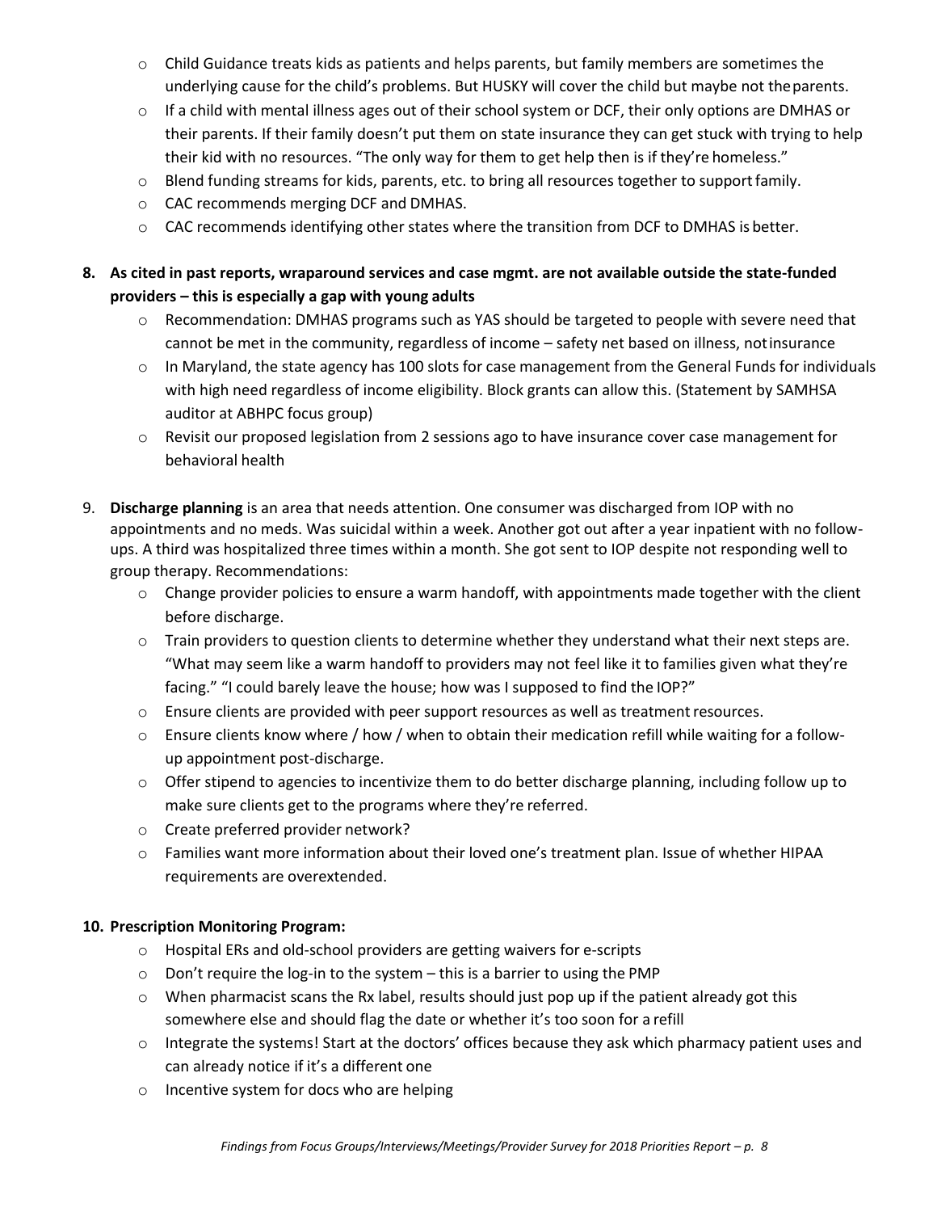- Child Guidance treats kids as patients and helps parents, but family members are sometimes the underlying cause for the child's problems. But HUSKY will cover the child but maybe not the parents.
- If a child with mental illness ages out of their school system or DCF, their only options are DMHAS or their parents. If their family doesn't put them on state insurance they can get stuck with trying to help their kid with no resources. "The only way for them to get help then is if they're homeless."
- Blend funding streams for kids, parents, etc. to bring all resources together to support family.
- CAC recommends merging DCF and DMHAS.
- CAC recommends identifying other states where the transition from DCF to DMHAS is better.

**8. As cited in past reports, wraparound services and case mgmt. are not available outside the state-funded providers – this is especially a gap with young adults**

- Recommendation: DMHAS programs such as YAS should be targeted to people with severe need that cannot be met in the community, regardless of income – safety net based on illness, not insurance
- In Maryland, the state agency has 100 slots for case management from the General Funds for individuals with high need regardless of income eligibility. Block grants can allow this. (Statement by SAMHSA auditor at ABHPC focus group)
- Revisit our proposed legislation from 2 sessions ago to have insurance cover case management for behavioral health

9. **Discharge planning** is an area that needs attention. One consumer was discharged from IOP with no appointments and no meds. Was suicidal within a week. Another got out after a year inpatient with no follow-ups. A third was hospitalized three times within a month. She got sent to IOP despite not responding well to group therapy. Recommendations:

- Change provider policies to ensure a warm handoff, with appointments made together with the client before discharge.
- Train providers to question clients to determine whether they understand what their next steps are. "What may seem like a warm handoff to providers may not feel like it to families given what they're facing." "I could barely leave the house; how was I supposed to find the IOP?"
- Ensure clients are provided with peer support resources as well as treatment resources.
- Ensure clients know where / how / when to obtain their medication refill while waiting for a follow-up appointment post-discharge.
- Offer stipend to agencies to incentivize them to do better discharge planning, including follow up to make sure clients get to the programs where they're referred.
- Create preferred provider network?
- Families want more information about their loved one's treatment plan. Issue of whether HIPAA requirements are overextended.

**10. Prescription Monitoring Program:**

- Hospital ERs and old-school providers are getting waivers for e-scripts
- Don't require the log-in to the system – this is a barrier to using the PMP
- When pharmacist scans the Rx label, results should just pop up if the patient already got this somewhere else and should flag the date or whether it's too soon for a refill
- Integrate the systems! Start at the doctors' offices because they ask which pharmacy patient uses and can already notice if it's a different one
- Incentive system for docs who are helping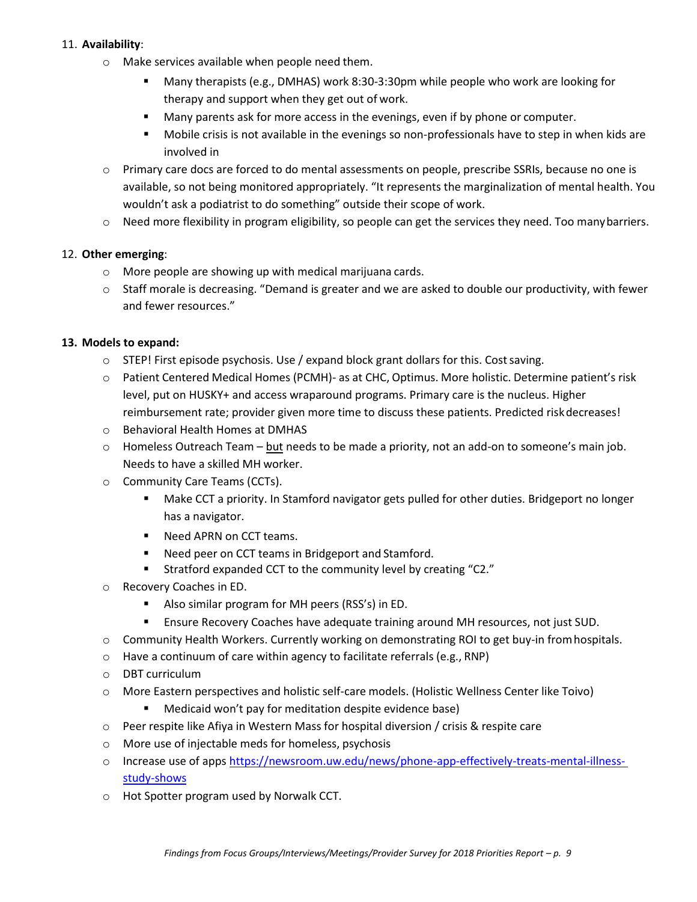11. **Availability**:
    - Make services available when people need them.
        - Many therapists (e.g., DMHAS) work 8:30-3:30pm while people who work are looking for therapy and support when they get out of work.
        - Many parents ask for more access in the evenings, even if by phone or computer.
        - Mobile crisis is not available in the evenings so non-professionals have to step in when kids are involved in
    - Primary care docs are forced to do mental assessments on people, prescribe SSRIs, because no one is available, so not being monitored appropriately. "It represents the marginalization of mental health. You wouldn't ask a podiatrist to do something" outside their scope of work.
    - Need more flexibility in program eligibility, so people can get the services they need. Too many barriers.

12. **Other emerging**:
    - More people are showing up with medical marijuana cards.
    - Staff morale is decreasing. "Demand is greater and we are asked to double our productivity, with fewer and fewer resources."

13. **Models to expand:**
    - STEP! First episode psychosis. Use / expand block grant dollars for this. Cost saving.
    - Patient Centered Medical Homes (PCMH)- as at CHC, Optimus. More holistic. Determine patient's risk level, put on HUSKY+ and access wraparound programs. Primary care is the nucleus. Higher reimbursement rate; provider given more time to discuss these patients. Predicted risk decreases!
    - Behavioral Health Homes at DMHAS
    - Homeless Outreach Team – <u>but</u> needs to be made a priority, not an add-on to someone's main job. Needs to have a skilled MH worker.
    - Community Care Teams (CCTs).
        - Make CCT a priority. In Stamford navigator gets pulled for other duties. Bridgeport no longer has a navigator.
        - Need APRN on CCT teams.
        - Need peer on CCT teams in Bridgeport and Stamford.
        - Stratford expanded CCT to the community level by creating "C2."
    - Recovery Coaches in ED.
        - Also similar program for MH peers (RSS's) in ED.
        - Ensure Recovery Coaches have adequate training around MH resources, not just SUD.
    - Community Health Workers. Currently working on demonstrating ROI to get buy-in from hospitals.
    - Have a continuum of care within agency to facilitate referrals (e.g., RNP)
    - DBT curriculum
    - More Eastern perspectives and holistic self-care models. (Holistic Wellness Center like Toivo)
        - Medicaid won't pay for meditation despite evidence base)
    - Peer respite like Afiya in Western Mass for hospital diversion / crisis & respite care
    - More use of injectable meds for homeless, psychosis
    - Increase use of apps https://newsroom.uw.edu/news/phone-app-effectively-treats-mental-illness-study-shows
    - Hot Spotter program used by Norwalk CCT.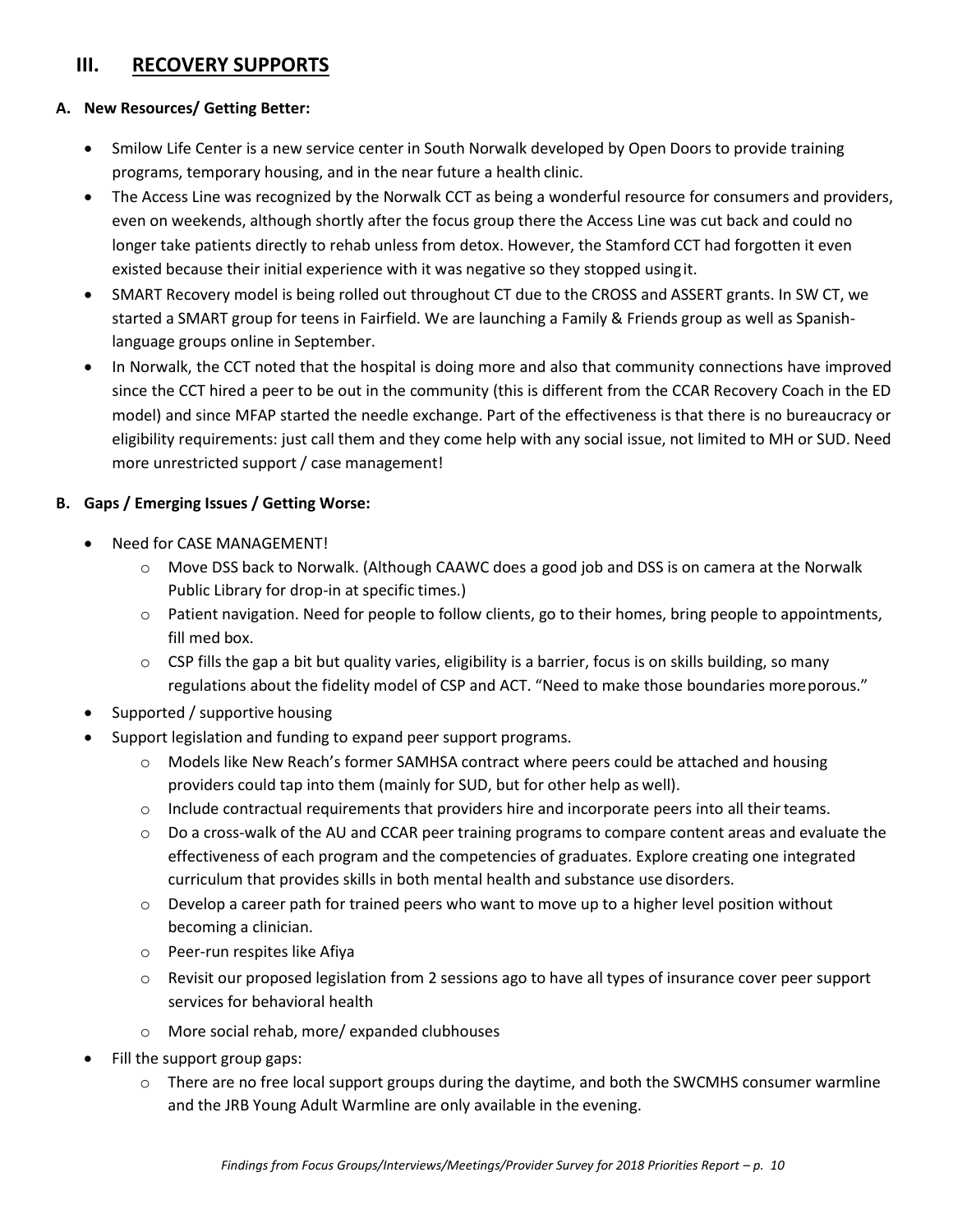## III. RECOVERY SUPPORTS

### A. New Resources/ Getting Better:

- Smilow Life Center is a new service center in South Norwalk developed by Open Doors to provide training programs, temporary housing, and in the near future a health clinic.
- The Access Line was recognized by the Norwalk CCT as being a wonderful resource for consumers and providers, even on weekends, although shortly after the focus group there the Access Line was cut back and could no longer take patients directly to rehab unless from detox. However, the Stamford CCT had forgotten it even existed because their initial experience with it was negative so they stopped using it.
- SMART Recovery model is being rolled out throughout CT due to the CROSS and ASSERT grants. In SW CT, we started a SMART group for teens in Fairfield. We are launching a Family & Friends group as well as Spanish-language groups online in September.
- In Norwalk, the CCT noted that the hospital is doing more and also that community connections have improved since the CCT hired a peer to be out in the community (this is different from the CCAR Recovery Coach in the ED model) and since MFAP started the needle exchange. Part of the effectiveness is that there is no bureaucracy or eligibility requirements: just call them and they come help with any social issue, not limited to MH or SUD. Need more unrestricted support / case management!

### B. Gaps / Emerging Issues / Getting Worse:

- Need for CASE MANAGEMENT!
  - Move DSS back to Norwalk. (Although CAAWC does a good job and DSS is on camera at the Norwalk Public Library for drop-in at specific times.)
  - Patient navigation. Need for people to follow clients, go to their homes, bring people to appointments, fill med box.
  - CSP fills the gap a bit but quality varies, eligibility is a barrier, focus is on skills building, so many regulations about the fidelity model of CSP and ACT. "Need to make those boundaries more porous."
- Supported / supportive housing
- Support legislation and funding to expand peer support programs.
  - Models like New Reach's former SAMHSA contract where peers could be attached and housing providers could tap into them (mainly for SUD, but for other help as well).
  - Include contractual requirements that providers hire and incorporate peers into all their teams.
  - Do a cross-walk of the AU and CCAR peer training programs to compare content areas and evaluate the effectiveness of each program and the competencies of graduates. Explore creating one integrated curriculum that provides skills in both mental health and substance use disorders.
  - Develop a career path for trained peers who want to move up to a higher level position without becoming a clinician.
  - Peer-run respites like Afiya
  - Revisit our proposed legislation from 2 sessions ago to have all types of insurance cover peer support services for behavioral health
  - More social rehab, more/ expanded clubhouses
- Fill the support group gaps:
  - There are no free local support groups during the daytime, and both the SWCMHS consumer warmline and the JRB Young Adult Warmline are only available in the evening.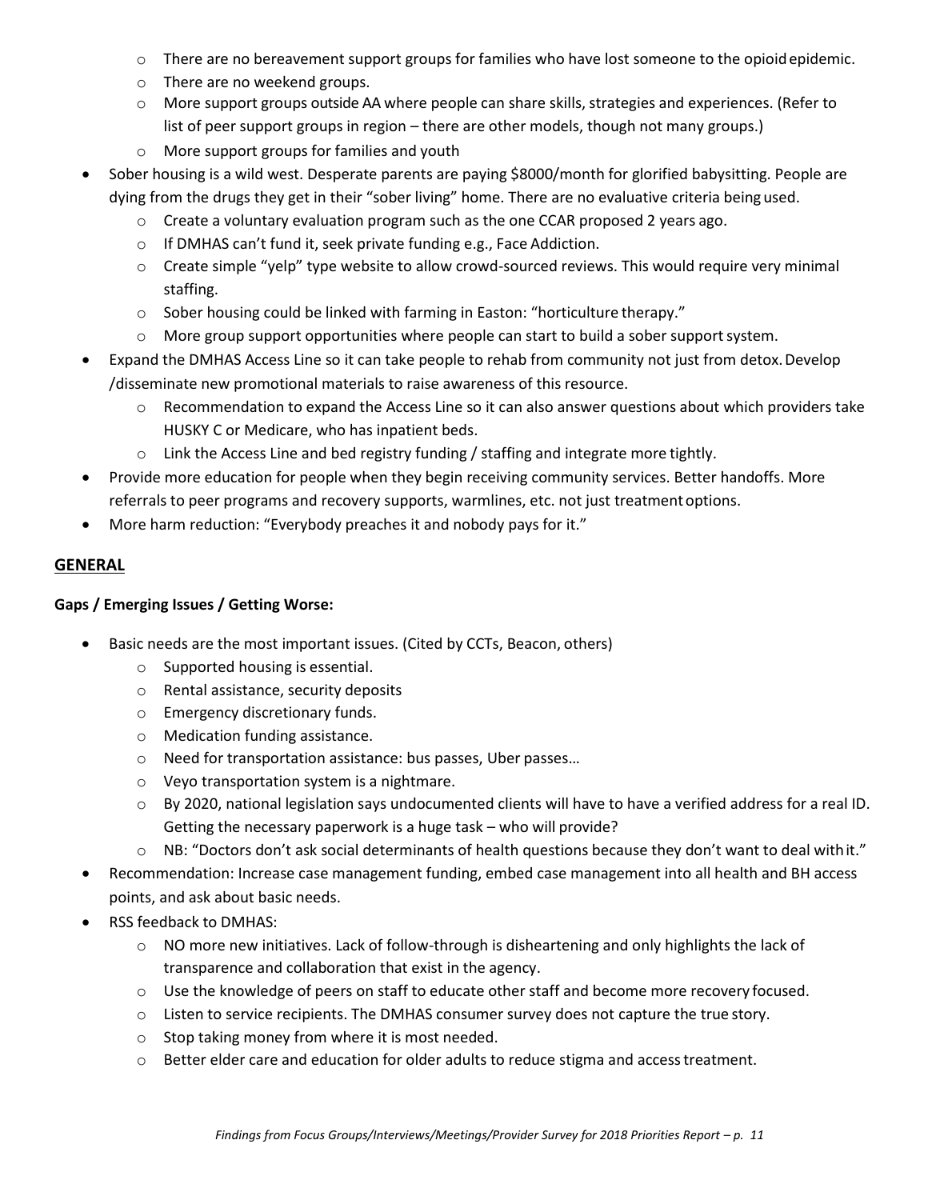- There are no bereavement support groups for families who have lost someone to the opioid epidemic.
  - There are no weekend groups.
  - More support groups outside AA where people can share skills, strategies and experiences. (Refer to list of peer support groups in region – there are other models, though not many groups.)
  - More support groups for families and youth
- Sober housing is a wild west. Desperate parents are paying $8000/month for glorified babysitting. People are dying from the drugs they get in their "sober living" home. There are no evaluative criteria being used.
  - Create a voluntary evaluation program such as the one CCAR proposed 2 years ago.
  - If DMHAS can't fund it, seek private funding e.g., Face Addiction.
  - Create simple "yelp" type website to allow crowd-sourced reviews. This would require very minimal staffing.
  - Sober housing could be linked with farming in Easton: "horticulture therapy."
  - More group support opportunities where people can start to build a sober support system.
- Expand the DMHAS Access Line so it can take people to rehab from community not just from detox. Develop /disseminate new promotional materials to raise awareness of this resource.
  - Recommendation to expand the Access Line so it can also answer questions about which providers take HUSKY C or Medicare, who has inpatient beds.
  - Link the Access Line and bed registry funding / staffing and integrate more tightly.
- Provide more education for people when they begin receiving community services. Better handoffs. More referrals to peer programs and recovery supports, warmlines, etc. not just treatment options.
- More harm reduction: "Everybody preaches it and nobody pays for it."

## GENERAL

**Gaps / Emerging Issues / Getting Worse:**

- Basic needs are the most important issues. (Cited by CCTs, Beacon, others)
  - Supported housing is essential.
  - Rental assistance, security deposits
  - Emergency discretionary funds.
  - Medication funding assistance.
  - Need for transportation assistance: bus passes, Uber passes…
  - Veyo transportation system is a nightmare.
  - By 2020, national legislation says undocumented clients will have to have a verified address for a real ID. Getting the necessary paperwork is a huge task – who will provide?
  - NB: "Doctors don't ask social determinants of health questions because they don't want to deal with it."
- Recommendation: Increase case management funding, embed case management into all health and BH access points, and ask about basic needs.
- RSS feedback to DMHAS:
  - NO more new initiatives. Lack of follow-through is disheartening and only highlights the lack of transparence and collaboration that exist in the agency.
  - Use the knowledge of peers on staff to educate other staff and become more recovery focused.
  - Listen to service recipients. The DMHAS consumer survey does not capture the true story.
  - Stop taking money from where it is most needed.
  - Better elder care and education for older adults to reduce stigma and access treatment.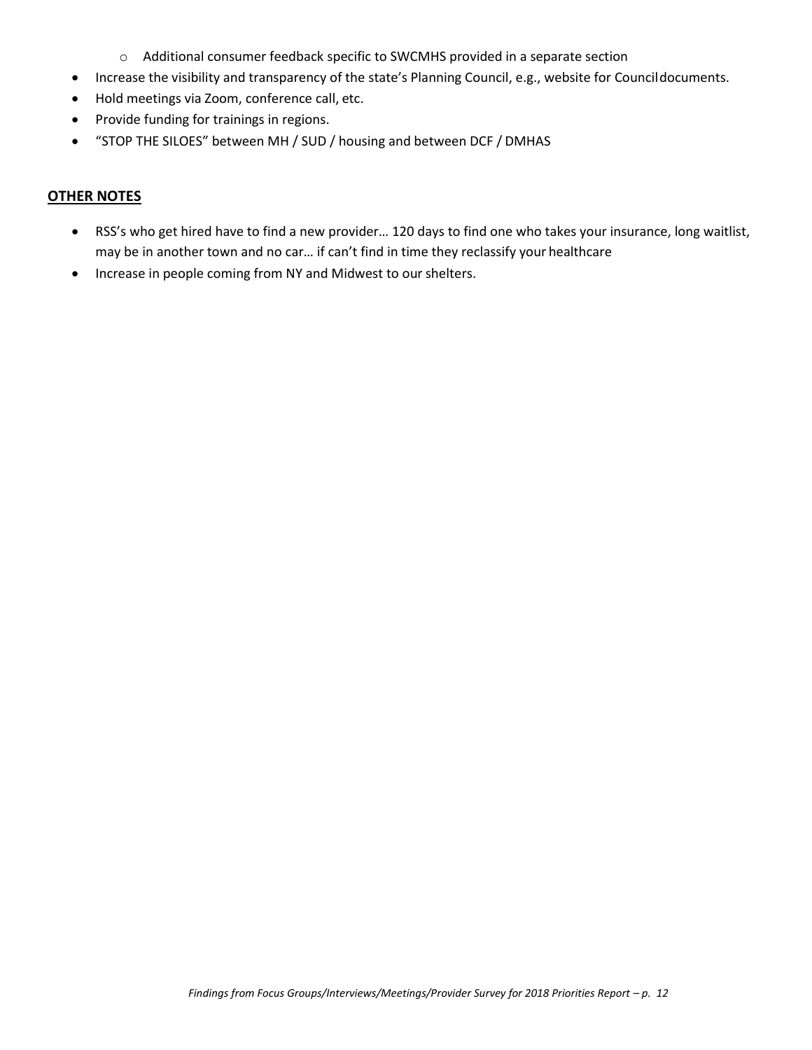- Additional consumer feedback specific to SWCMHS provided in a separate section
- Increase the visibility and transparency of the state's Planning Council, e.g., website for Council documents.
- Hold meetings via Zoom, conference call, etc.
- Provide funding for trainings in regions.
- "STOP THE SILOES" between MH / SUD / housing and between DCF / DMHAS

## OTHER NOTES

- RSS's who get hired have to find a new provider… 120 days to find one who takes your insurance, long waitlist, may be in another town and no car… if can't find in time they reclassify your healthcare
- Increase in people coming from NY and Midwest to our shelters.